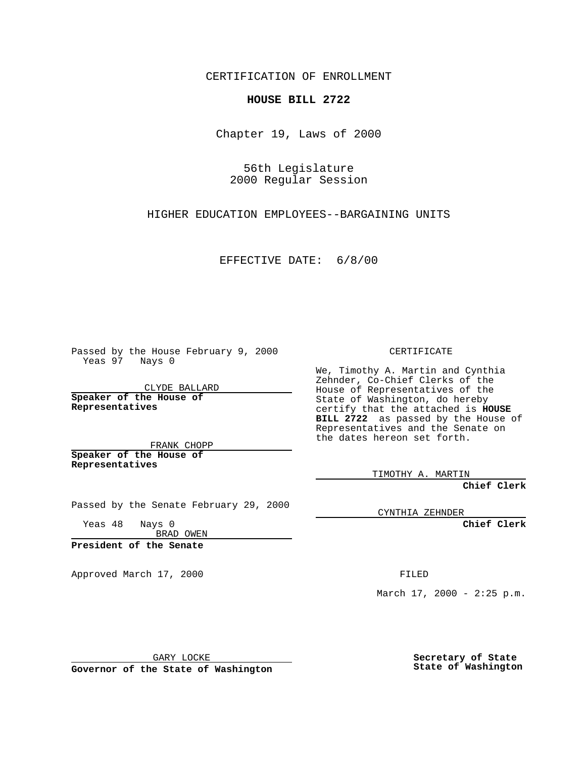CERTIFICATION OF ENROLLMENT

**HOUSE BILL 2722**

Chapter 19, Laws of 2000

56th Legislature
2000 Regular Session

HIGHER EDUCATION EMPLOYEES--BARGAINING UNITS

EFFECTIVE DATE: 6/8/00

Passed by the House February 9, 2000
Yeas 97 Nays 0

CLYDE BALLARD

**Speaker of the House of Representatives**

FRANK CHOPP

**Speaker of the House of Representatives**

Passed by the Senate February 29, 2000

Yeas 48 Nays 0

BRAD OWEN

**President of the Senate**

Approved March 17, 2000

GARY LOCKE

**Governor of the State of Washington**

CERTIFICATE

We, Timothy A. Martin and Cynthia Zehnder, Co-Chief Clerks of the House of Representatives of the State of Washington, do hereby certify that the attached is **HOUSE BILL 2722** as passed by the House of Representatives and the Senate on the dates hereon set forth.

TIMOTHY A. MARTIN

**Chief Clerk**

CYNTHIA ZEHNDER

**Chief Clerk**

FILED

March 17, 2000 - 2:25 p.m.

**Secretary of State**
**State of Washington**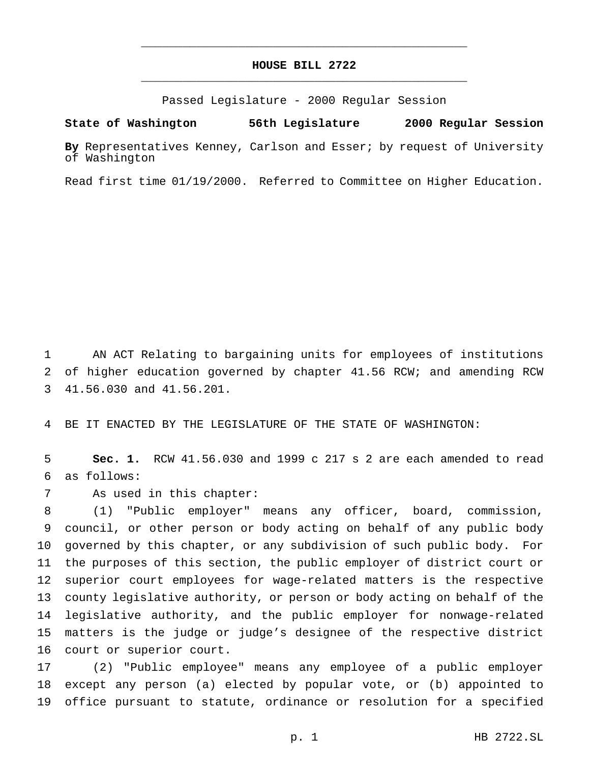# HOUSE BILL 2722

Passed Legislature - 2000 Regular Session

**State of Washington 56th Legislature 2000 Regular Session**

**By** Representatives Kenney, Carlson and Esser; by request of University of Washington

Read first time 01/19/2000. Referred to Committee on Higher Education.

AN ACT Relating to bargaining units for employees of institutions of higher education governed by chapter 41.56 RCW; and amending RCW 41.56.030 and 41.56.201.

BE IT ENACTED BY THE LEGISLATURE OF THE STATE OF WASHINGTON:

**Sec. 1.** RCW 41.56.030 and 1999 c 217 s 2 are each amended to read as follows:

As used in this chapter:

(1) "Public employer" means any officer, board, commission, council, or other person or body acting on behalf of any public body governed by this chapter, or any subdivision of such public body. For the purposes of this section, the public employer of district court or superior court employees for wage-related matters is the respective county legislative authority, or person or body acting on behalf of the legislative authority, and the public employer for nonwage-related matters is the judge or judge's designee of the respective district court or superior court.

(2) "Public employee" means any employee of a public employer except any person (a) elected by popular vote, or (b) appointed to office pursuant to statute, ordinance or resolution for a specified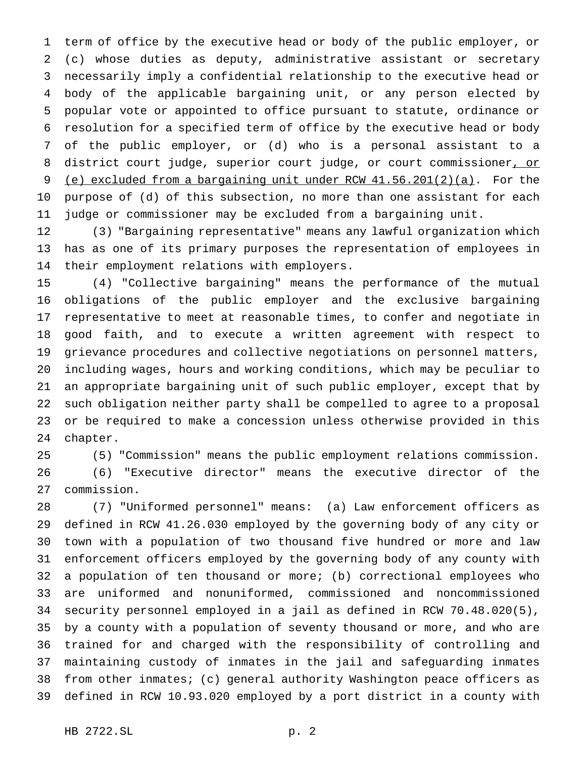term of office by the executive head or body of the public employer, or (c) whose duties as deputy, administrative assistant or secretary necessarily imply a confidential relationship to the executive head or body of the applicable bargaining unit, or any person elected by popular vote or appointed to office pursuant to statute, ordinance or resolution for a specified term of office by the executive head or body of the public employer, or (d) who is a personal assistant to a district court judge, superior court judge, or court commissioner<u>, or (e) excluded from a bargaining unit under RCW 41.56.201(2)(a)</u>. For the purpose of (d) of this subsection, no more than one assistant for each judge or commissioner may be excluded from a bargaining unit.

(3) "Bargaining representative" means any lawful organization which has as one of its primary purposes the representation of employees in their employment relations with employers.

(4) "Collective bargaining" means the performance of the mutual obligations of the public employer and the exclusive bargaining representative to meet at reasonable times, to confer and negotiate in good faith, and to execute a written agreement with respect to grievance procedures and collective negotiations on personnel matters, including wages, hours and working conditions, which may be peculiar to an appropriate bargaining unit of such public employer, except that by such obligation neither party shall be compelled to agree to a proposal or be required to make a concession unless otherwise provided in this chapter.

(5) "Commission" means the public employment relations commission.

(6) "Executive director" means the executive director of the commission.

(7) "Uniformed personnel" means: (a) Law enforcement officers as defined in RCW 41.26.030 employed by the governing body of any city or town with a population of two thousand five hundred or more and law enforcement officers employed by the governing body of any county with a population of ten thousand or more; (b) correctional employees who are uniformed and nonuniformed, commissioned and noncommissioned security personnel employed in a jail as defined in RCW 70.48.020(5), by a county with a population of seventy thousand or more, and who are trained for and charged with the responsibility of controlling and maintaining custody of inmates in the jail and safeguarding inmates from other inmates; (c) general authority Washington peace officers as defined in RCW 10.93.020 employed by a port district in a county with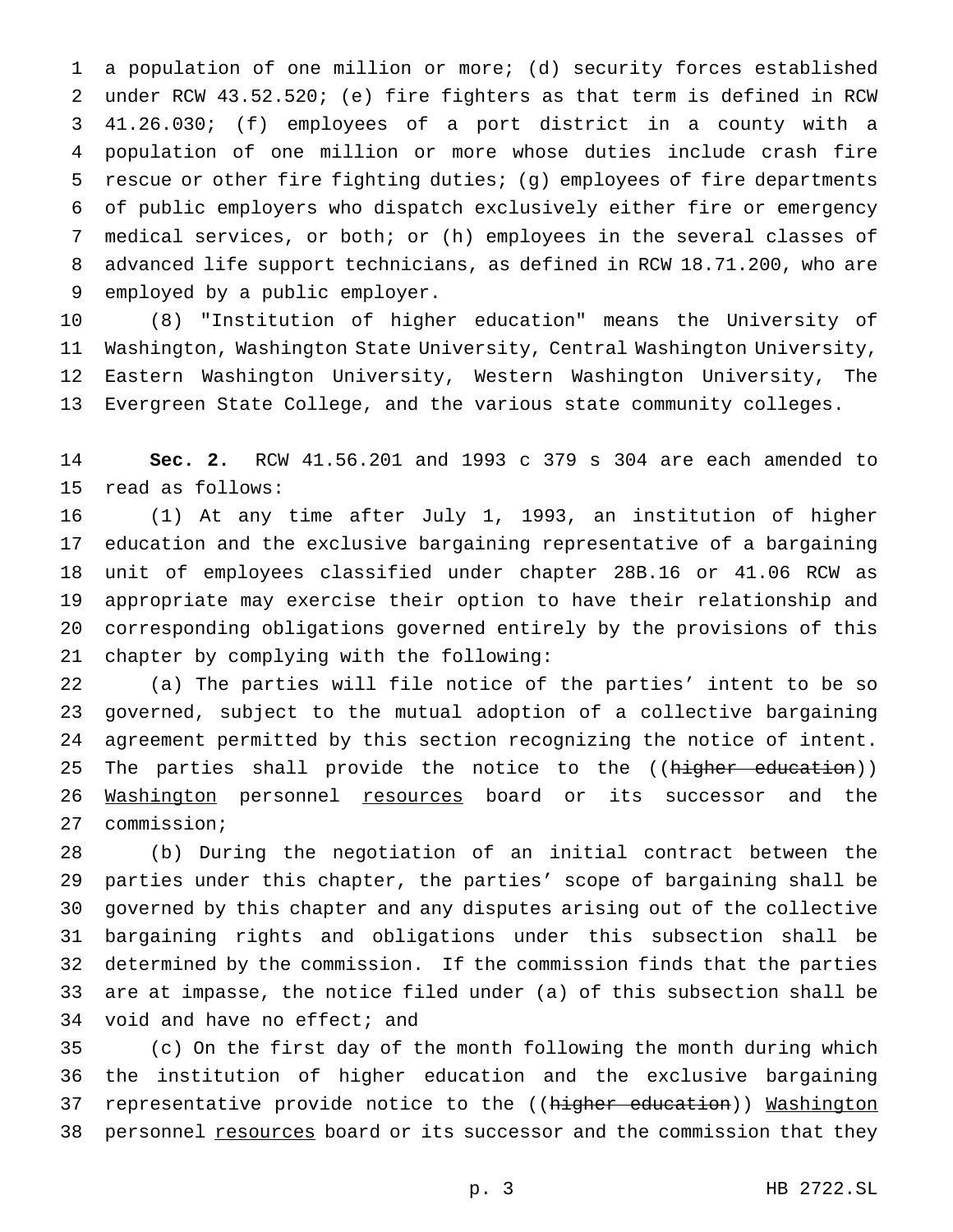a population of one million or more; (d) security forces established under RCW 43.52.520; (e) fire fighters as that term is defined in RCW 41.26.030; (f) employees of a port district in a county with a population of one million or more whose duties include crash fire rescue or other fire fighting duties; (g) employees of fire departments of public employers who dispatch exclusively either fire or emergency medical services, or both; or (h) employees in the several classes of advanced life support technicians, as defined in RCW 18.71.200, who are employed by a public employer.

(8) "Institution of higher education" means the University of Washington, Washington State University, Central Washington University, Eastern Washington University, Western Washington University, The Evergreen State College, and the various state community colleges.

**Sec. 2.** RCW 41.56.201 and 1993 c 379 s 304 are each amended to read as follows:

(1) At any time after July 1, 1993, an institution of higher education and the exclusive bargaining representative of a bargaining unit of employees classified under chapter 28B.16 or 41.06 RCW as appropriate may exercise their option to have their relationship and corresponding obligations governed entirely by the provisions of this chapter by complying with the following:

(a) The parties will file notice of the parties' intent to be so governed, subject to the mutual adoption of a collective bargaining agreement permitted by this section recognizing the notice of intent. The parties shall provide the notice to the ((~~higher education~~)) Washington personnel resources board or its successor and the commission;

(b) During the negotiation of an initial contract between the parties under this chapter, the parties' scope of bargaining shall be governed by this chapter and any disputes arising out of the collective bargaining rights and obligations under this subsection shall be determined by the commission. If the commission finds that the parties are at impasse, the notice filed under (a) of this subsection shall be void and have no effect; and

(c) On the first day of the month following the month during which the institution of higher education and the exclusive bargaining representative provide notice to the ((~~higher education~~)) Washington personnel resources board or its successor and the commission that they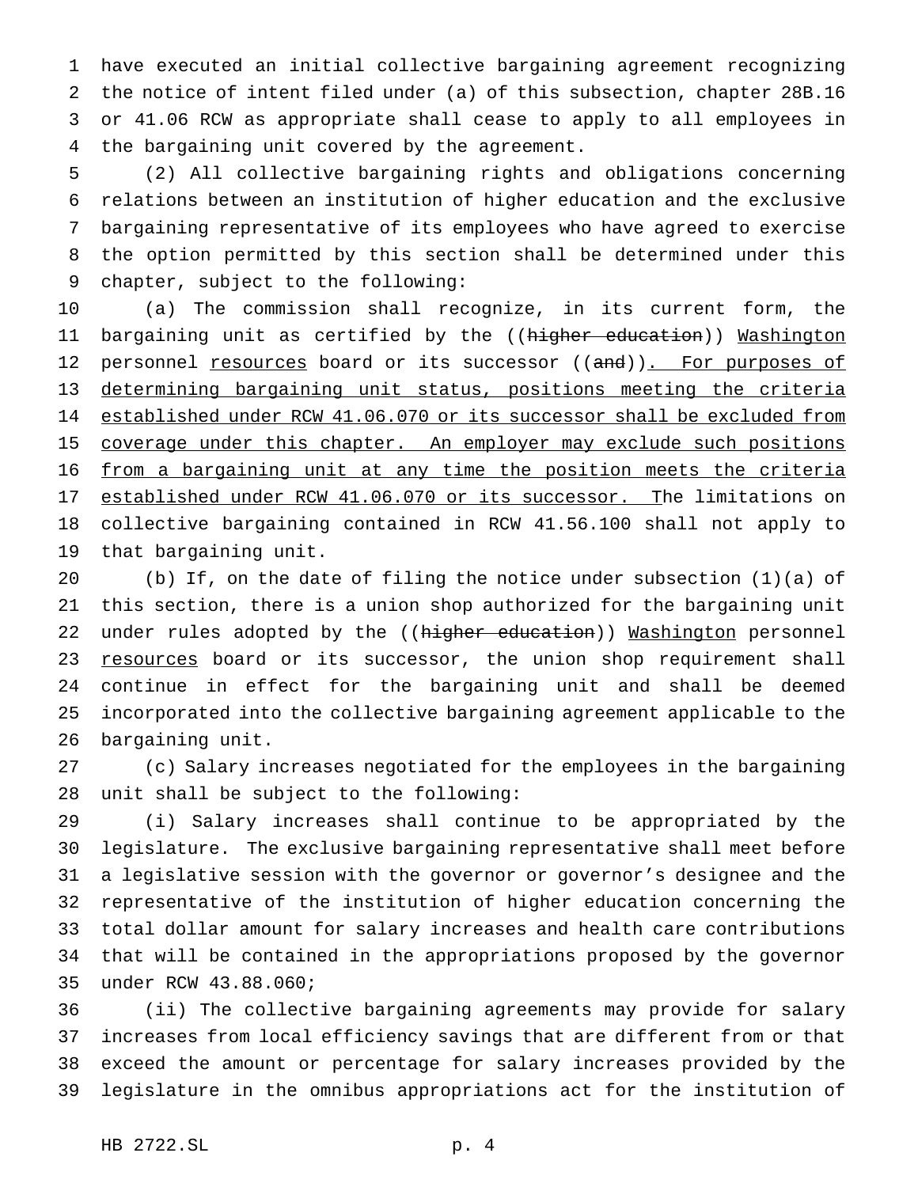have executed an initial collective bargaining agreement recognizing the notice of intent filed under (a) of this subsection, chapter 28B.16 or 41.06 RCW as appropriate shall cease to apply to all employees in the bargaining unit covered by the agreement.

(2) All collective bargaining rights and obligations concerning relations between an institution of higher education and the exclusive bargaining representative of its employees who have agreed to exercise the option permitted by this section shall be determined under this chapter, subject to the following:

(a) The commission shall recognize, in its current form, the bargaining unit as certified by the ((~~higher education~~)) <u>Washington</u> personnel <u>resources</u> board or its successor ((~~and~~))<u>. For purposes of determining bargaining unit status, positions meeting the criteria established under RCW 41.06.070 or its successor shall be excluded from coverage under this chapter. An employer may exclude such positions from a bargaining unit at any time the position meets the criteria established under RCW 41.06.070 or its successor. T</u>he limitations on collective bargaining contained in RCW 41.56.100 shall not apply to that bargaining unit.

(b) If, on the date of filing the notice under subsection (1)(a) of this section, there is a union shop authorized for the bargaining unit under rules adopted by the ((~~higher education~~)) <u>Washington</u> personnel <u>resources</u> board or its successor, the union shop requirement shall continue in effect for the bargaining unit and shall be deemed incorporated into the collective bargaining agreement applicable to the bargaining unit.

(c) Salary increases negotiated for the employees in the bargaining unit shall be subject to the following:

(i) Salary increases shall continue to be appropriated by the legislature. The exclusive bargaining representative shall meet before a legislative session with the governor or governor's designee and the representative of the institution of higher education concerning the total dollar amount for salary increases and health care contributions that will be contained in the appropriations proposed by the governor under RCW 43.88.060;

(ii) The collective bargaining agreements may provide for salary increases from local efficiency savings that are different from or that exceed the amount or percentage for salary increases provided by the legislature in the omnibus appropriations act for the institution of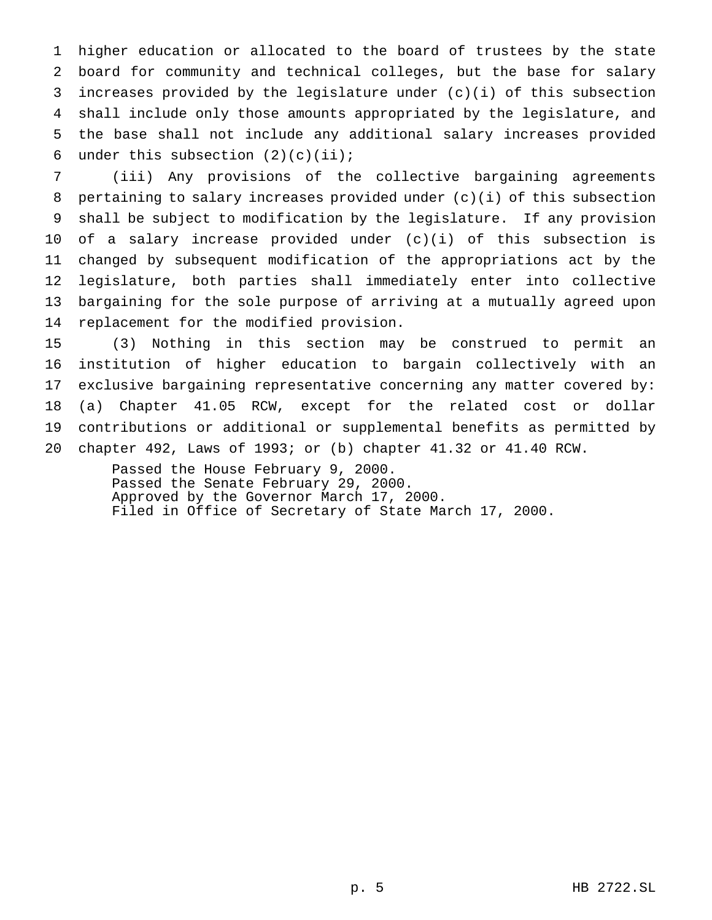higher education or allocated to the board of trustees by the state board for community and technical colleges, but the base for salary increases provided by the legislature under (c)(i) of this subsection shall include only those amounts appropriated by the legislature, and the base shall not include any additional salary increases provided under this subsection (2)(c)(ii);

(iii) Any provisions of the collective bargaining agreements pertaining to salary increases provided under (c)(i) of this subsection shall be subject to modification by the legislature. If any provision of a salary increase provided under (c)(i) of this subsection is changed by subsequent modification of the appropriations act by the legislature, both parties shall immediately enter into collective bargaining for the sole purpose of arriving at a mutually agreed upon replacement for the modified provision.

(3) Nothing in this section may be construed to permit an institution of higher education to bargain collectively with an exclusive bargaining representative concerning any matter covered by: (a) Chapter 41.05 RCW, except for the related cost or dollar contributions or additional or supplemental benefits as permitted by chapter 492, Laws of 1993; or (b) chapter 41.32 or 41.40 RCW.

Passed the House February 9, 2000.
Passed the Senate February 29, 2000.
Approved by the Governor March 17, 2000.
Filed in Office of Secretary of State March 17, 2000.